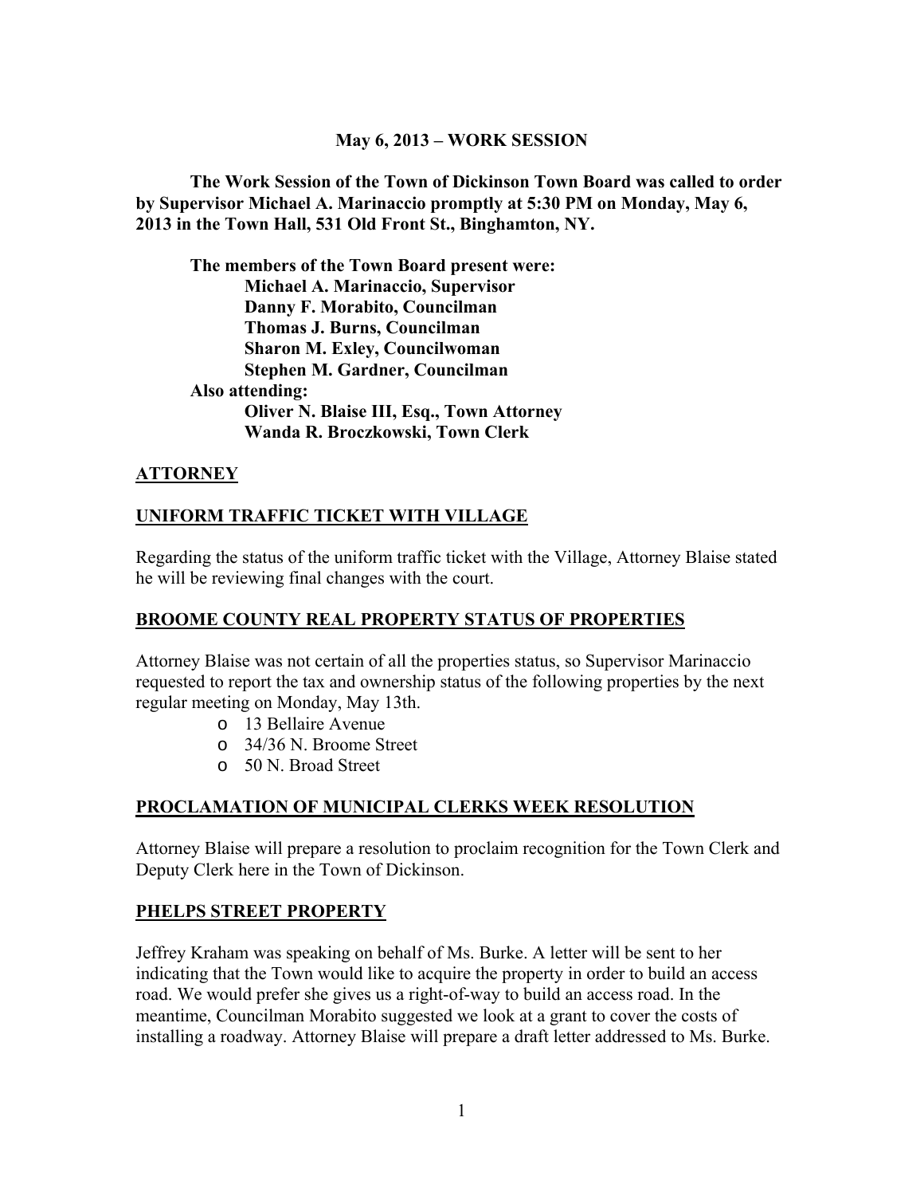# May 6, 2013 – WORK SESSION

**The Work Session of the Town of Dickinson Town Board was called to order by Supervisor Michael A. Marinaccio promptly at 5:30 PM on Monday, May 6, 2013 in the Town Hall, 531 Old Front St., Binghamton, NY.**

**The members of the Town Board present were:**
**Michael A. Marinaccio, Supervisor**
**Danny F. Morabito, Councilman**
**Thomas J. Burns, Councilman**
**Sharon M. Exley, Councilwoman**
**Stephen M. Gardner, Councilman**

**Also attending:**
**Oliver N. Blaise III, Esq., Town Attorney**
**Wanda R. Broczkowski, Town Clerk**

## ATTORNEY

## UNIFORM TRAFFIC TICKET WITH VILLAGE

Regarding the status of the uniform traffic ticket with the Village, Attorney Blaise stated he will be reviewing final changes with the court.

## BROOME COUNTY REAL PROPERTY STATUS OF PROPERTIES

Attorney Blaise was not certain of all the properties status, so Supervisor Marinaccio requested to report the tax and ownership status of the following properties by the next regular meeting on Monday, May 13th.

- 13 Bellaire Avenue
- 34/36 N. Broome Street
- 50 N. Broad Street

## PROCLAMATION OF MUNICIPAL CLERKS WEEK RESOLUTION

Attorney Blaise will prepare a resolution to proclaim recognition for the Town Clerk and Deputy Clerk here in the Town of Dickinson.

## PHELPS STREET PROPERTY

Jeffrey Kraham was speaking on behalf of Ms. Burke. A letter will be sent to her indicating that the Town would like to acquire the property in order to build an access road. We would prefer she gives us a right-of-way to build an access road. In the meantime, Councilman Morabito suggested we look at a grant to cover the costs of installing a roadway. Attorney Blaise will prepare a draft letter addressed to Ms. Burke.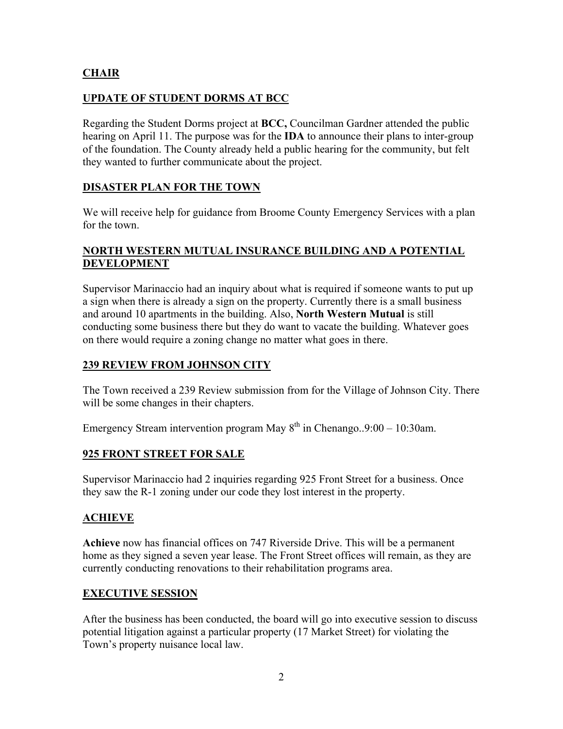## **CHAIR**

## **UPDATE OF STUDENT DORMS AT BCC**

Regarding the Student Dorms project at **BCC,** Councilman Gardner attended the public hearing on April 11. The purpose was for the **IDA** to announce their plans to inter-group of the foundation. The County already held a public hearing for the community, but felt they wanted to further communicate about the project.

## **DISASTER PLAN FOR THE TOWN**

We will receive help for guidance from Broome County Emergency Services with a plan for the town.

## **NORTH WESTERN MUTUAL INSURANCE BUILDING AND A POTENTIAL DEVELOPMENT**

Supervisor Marinaccio had an inquiry about what is required if someone wants to put up a sign when there is already a sign on the property. Currently there is a small business and around 10 apartments in the building. Also, **North Western Mutual** is still conducting some business there but they do want to vacate the building. Whatever goes on there would require a zoning change no matter what goes in there.

## **239 REVIEW FROM JOHNSON CITY**

The Town received a 239 Review submission from for the Village of Johnson City. There will be some changes in their chapters.

Emergency Stream intervention program May 8th in Chenango..9:00 – 10:30am.

## **925 FRONT STREET FOR SALE**

Supervisor Marinaccio had 2 inquiries regarding 925 Front Street for a business. Once they saw the R-1 zoning under our code they lost interest in the property.

## **ACHIEVE**

**Achieve** now has financial offices on 747 Riverside Drive. This will be a permanent home as they signed a seven year lease. The Front Street offices will remain, as they are currently conducting renovations to their rehabilitation programs area.

## **EXECUTIVE SESSION**

After the business has been conducted, the board will go into executive session to discuss potential litigation against a particular property (17 Market Street) for violating the Town's property nuisance local law.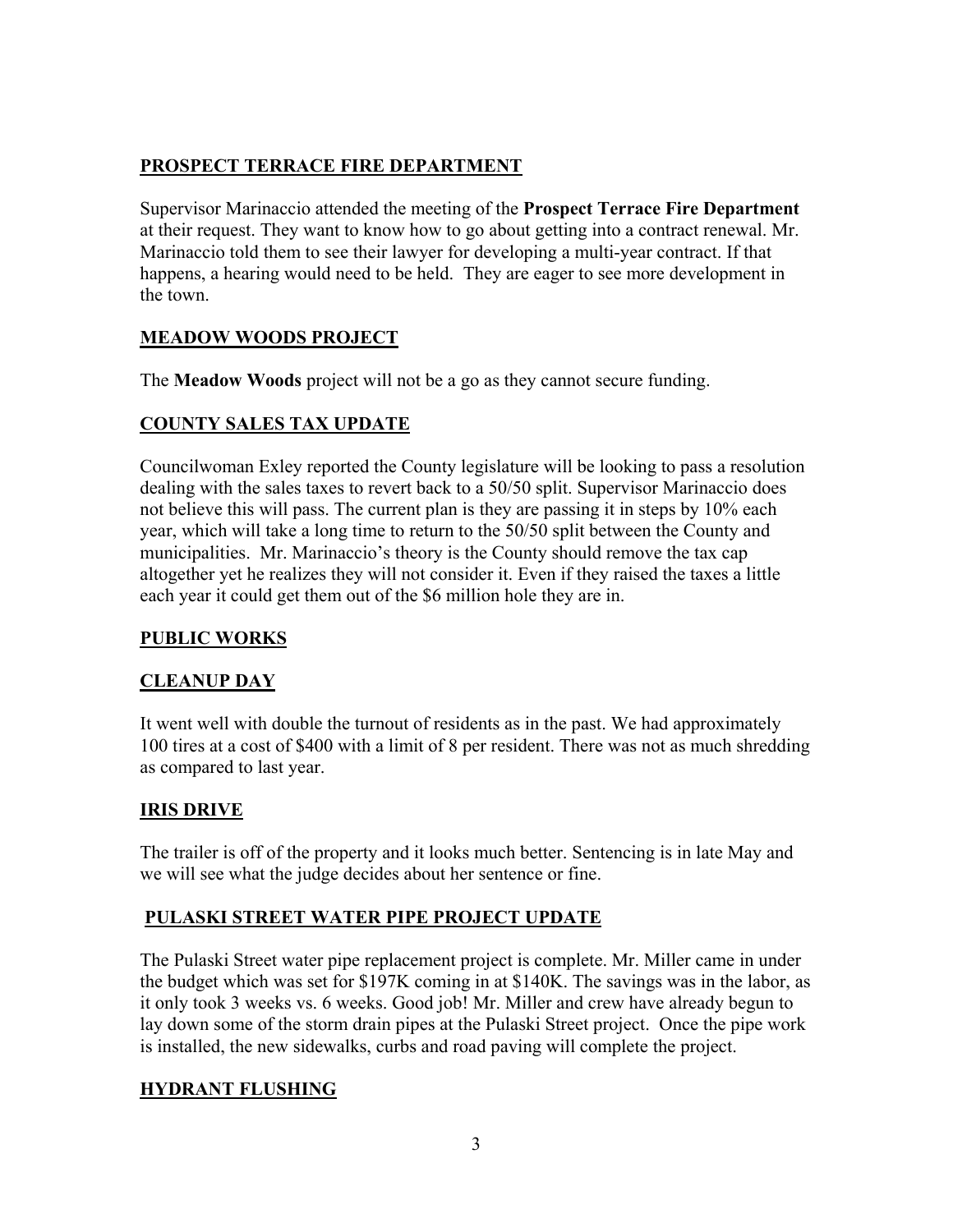## PROSPECT TERRACE FIRE DEPARTMENT

Supervisor Marinaccio attended the meeting of the **Prospect Terrace Fire Department** at their request. They want to know how to go about getting into a contract renewal. Mr. Marinaccio told them to see their lawyer for developing a multi-year contract. If that happens, a hearing would need to be held. They are eager to see more development in the town.

## MEADOW WOODS PROJECT

The **Meadow Woods** project will not be a go as they cannot secure funding.

## COUNTY SALES TAX UPDATE

Councilwoman Exley reported the County legislature will be looking to pass a resolution dealing with the sales taxes to revert back to a 50/50 split. Supervisor Marinaccio does not believe this will pass. The current plan is they are passing it in steps by 10% each year, which will take a long time to return to the 50/50 split between the County and municipalities. Mr. Marinaccio's theory is the County should remove the tax cap altogether yet he realizes they will not consider it. Even if they raised the taxes a little each year it could get them out of the $6 million hole they are in.

## PUBLIC WORKS

## CLEANUP DAY

It went well with double the turnout of residents as in the past. We had approximately 100 tires at a cost of $400 with a limit of 8 per resident. There was not as much shredding as compared to last year.

## IRIS DRIVE

The trailer is off of the property and it looks much better. Sentencing is in late May and we will see what the judge decides about her sentence or fine.

## PULASKI STREET WATER PIPE PROJECT UPDATE

The Pulaski Street water pipe replacement project is complete. Mr. Miller came in under the budget which was set for $197K coming in at $140K. The savings was in the labor, as it only took 3 weeks vs. 6 weeks. Good job! Mr. Miller and crew have already begun to lay down some of the storm drain pipes at the Pulaski Street project. Once the pipe work is installed, the new sidewalks, curbs and road paving will complete the project.

## HYDRANT FLUSHING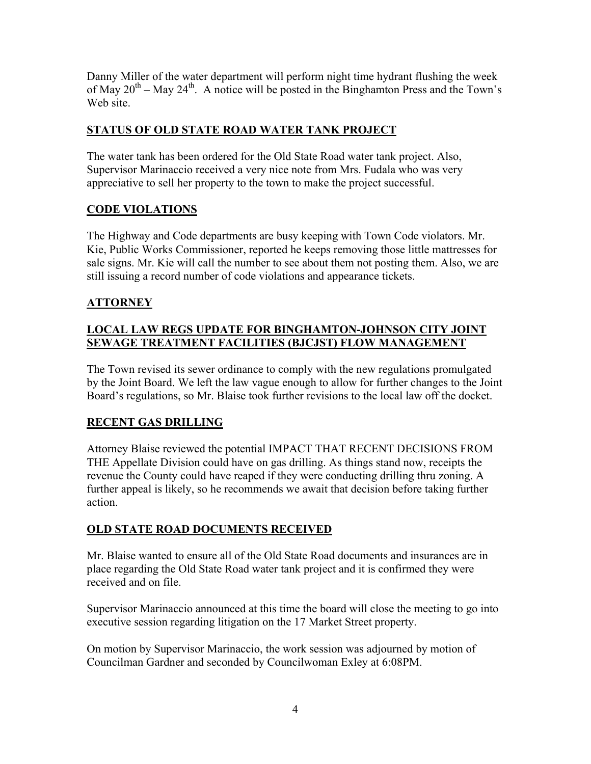Danny Miller of the water department will perform night time hydrant flushing the week of May 20th – May 24th. A notice will be posted in the Binghamton Press and the Town's Web site.

## STATUS OF OLD STATE ROAD WATER TANK PROJECT

The water tank has been ordered for the Old State Road water tank project. Also, Supervisor Marinaccio received a very nice note from Mrs. Fudala who was very appreciative to sell her property to the town to make the project successful.

## CODE VIOLATIONS

The Highway and Code departments are busy keeping with Town Code violators. Mr. Kie, Public Works Commissioner, reported he keeps removing those little mattresses for sale signs. Mr. Kie will call the number to see about them not posting them. Also, we are still issuing a record number of code violations and appearance tickets.

## ATTORNEY

## LOCAL LAW REGS UPDATE FOR BINGHAMTON-JOHNSON CITY JOINT SEWAGE TREATMENT FACILITIES (BJCJST) FLOW MANAGEMENT

The Town revised its sewer ordinance to comply with the new regulations promulgated by the Joint Board. We left the law vague enough to allow for further changes to the Joint Board's regulations, so Mr. Blaise took further revisions to the local law off the docket.

## RECENT GAS DRILLING

Attorney Blaise reviewed the potential IMPACT THAT RECENT DECISIONS FROM THE Appellate Division could have on gas drilling. As things stand now, receipts the revenue the County could have reaped if they were conducting drilling thru zoning. A further appeal is likely, so he recommends we await that decision before taking further action.

## OLD STATE ROAD DOCUMENTS RECEIVED

Mr. Blaise wanted to ensure all of the Old State Road documents and insurances are in place regarding the Old State Road water tank project and it is confirmed they were received and on file.

Supervisor Marinaccio announced at this time the board will close the meeting to go into executive session regarding litigation on the 17 Market Street property.

On motion by Supervisor Marinaccio, the work session was adjourned by motion of Councilman Gardner and seconded by Councilwoman Exley at 6:08PM.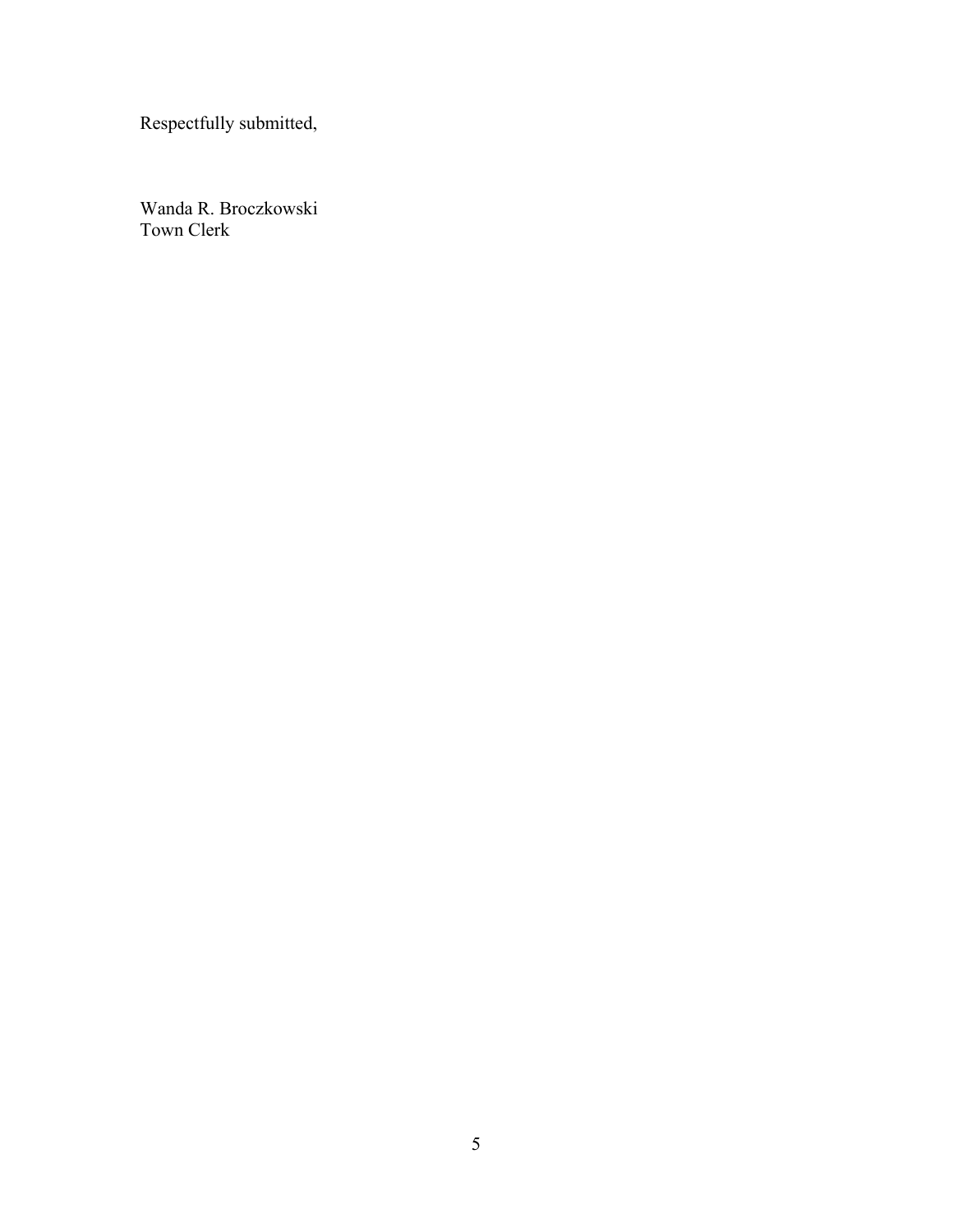Respectfully submitted,

Wanda R. Broczkowski
Town Clerk